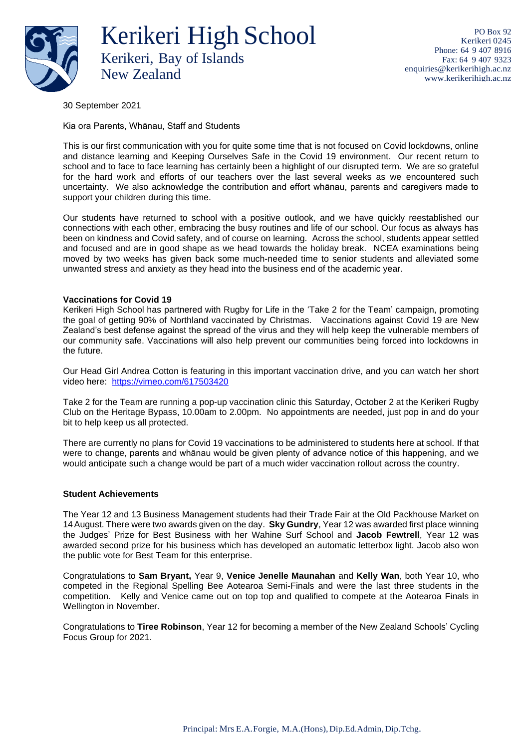# Kerikeri High School

Kerikeri, Bay of Islands
New Zealand

PO Box 92
Kerikeri 0245
Phone: 64 9 407 8916
Fax: 64 9 407 9323
enquiries@kerikerihigh.ac.nz
www.kerikerihigh.ac.nz

30 September 2021

Kia ora Parents, Whānau, Staff and Students

This is our first communication with you for quite some time that is not focused on Covid lockdowns, online and distance learning and Keeping Ourselves Safe in the Covid 19 environment. Our recent return to school and to face to face learning has certainly been a highlight of our disrupted term. We are so grateful for the hard work and efforts of our teachers over the last several weeks as we encountered such uncertainty. We also acknowledge the contribution and effort whānau, parents and caregivers made to support your children during this time.

Our students have returned to school with a positive outlook, and we have quickly reestablished our connections with each other, embracing the busy routines and life of our school. Our focus as always has been on kindness and Covid safety, and of course on learning. Across the school, students appear settled and focused and are in good shape as we head towards the holiday break. NCEA examinations being moved by two weeks has given back some much-needed time to senior students and alleviated some unwanted stress and anxiety as they head into the business end of the academic year.

**Vaccinations for Covid 19**

Kerikeri High School has partnered with Rugby for Life in the 'Take 2 for the Team' campaign, promoting the goal of getting 90% of Northland vaccinated by Christmas. Vaccinations against Covid 19 are New Zealand's best defense against the spread of the virus and they will help keep the vulnerable members of our community safe. Vaccinations will also help prevent our communities being forced into lockdowns in the future.

Our Head Girl Andrea Cotton is featuring in this important vaccination drive, and you can watch her short video here: https://vimeo.com/617503420

Take 2 for the Team are running a pop-up vaccination clinic this Saturday, October 2 at the Kerikeri Rugby Club on the Heritage Bypass, 10.00am to 2.00pm. No appointments are needed, just pop in and do your bit to help keep us all protected.

There are currently no plans for Covid 19 vaccinations to be administered to students here at school. If that were to change, parents and whānau would be given plenty of advance notice of this happening, and we would anticipate such a change would be part of a much wider vaccination rollout across the country.

**Student Achievements**

The Year 12 and 13 Business Management students had their Trade Fair at the Old Packhouse Market on 14 August. There were two awards given on the day. **Sky Gundry**, Year 12 was awarded first place winning the Judges' Prize for Best Business with her Wahine Surf School and **Jacob Fewtrell**, Year 12 was awarded second prize for his business which has developed an automatic letterbox light. Jacob also won the public vote for Best Team for this enterprise.

Congratulations to **Sam Bryant,** Year 9, **Venice Jenelle Maunahan** and **Kelly Wan**, both Year 10, who competed in the Regional Spelling Bee Aotearoa Semi-Finals and were the last three students in the competition. Kelly and Venice came out on top top and qualified to compete at the Aotearoa Finals in Wellington in November.

Congratulations to **Tiree Robinson**, Year 12 for becoming a member of the New Zealand Schools' Cycling Focus Group for 2021.

Principal: Mrs E.A.Forgie, M.A.(Hons), Dip.Ed.Admin, Dip.Tchg.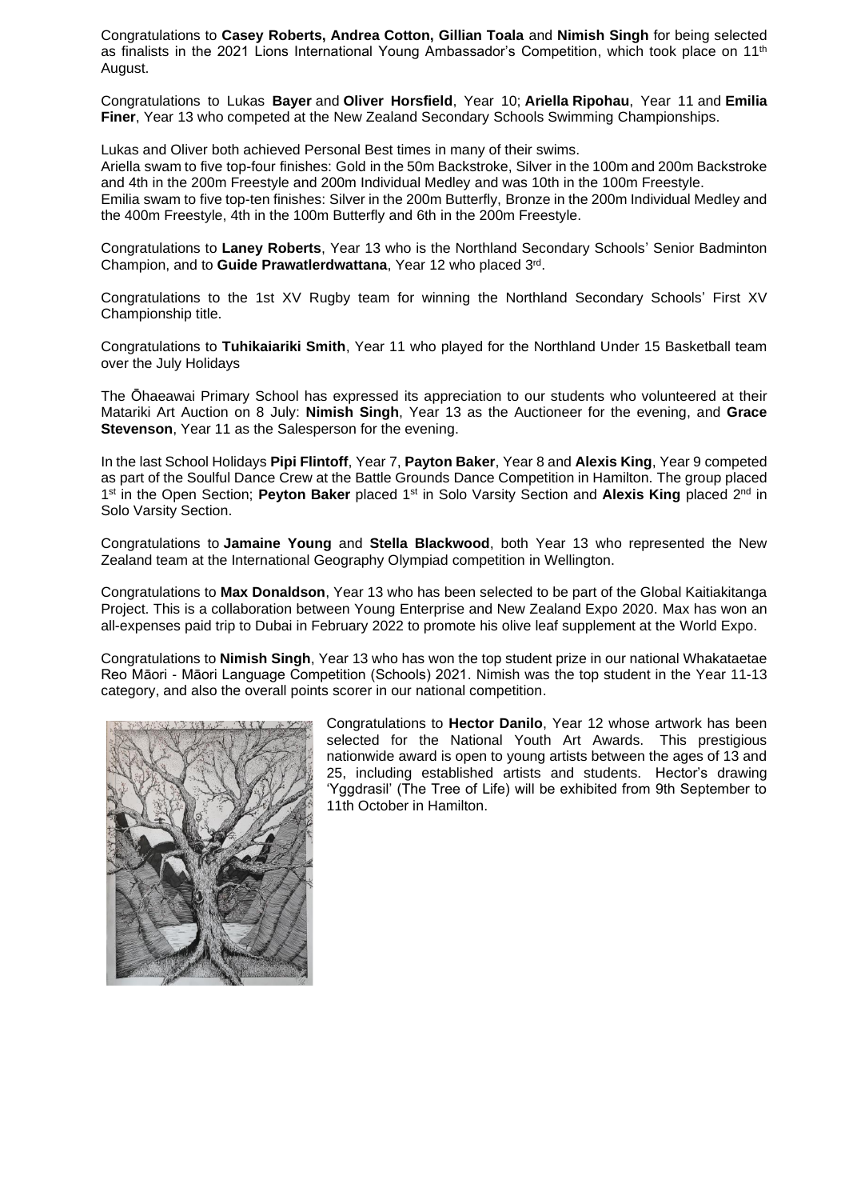Congratulations to **Casey Roberts, Andrea Cotton, Gillian Toala** and **Nimish Singh** for being selected as finalists in the 2021 Lions International Young Ambassador's Competition, which took place on 11th August.

Congratulations to Lukas **Bayer** and **Oliver Horsfield**, Year 10; **Ariella Ripohau**, Year 11 and **Emilia Finer**, Year 13 who competed at the New Zealand Secondary Schools Swimming Championships.

Lukas and Oliver both achieved Personal Best times in many of their swims.
Ariella swam to five top-four finishes: Gold in the 50m Backstroke, Silver in the 100m and 200m Backstroke and 4th in the 200m Freestyle and 200m Individual Medley and was 10th in the 100m Freestyle.
Emilia swam to five top-ten finishes: Silver in the 200m Butterfly, Bronze in the 200m Individual Medley and the 400m Freestyle, 4th in the 100m Butterfly and 6th in the 200m Freestyle.

Congratulations to **Laney Roberts**, Year 13 who is the Northland Secondary Schools' Senior Badminton Champion, and to **Guide Prawatlerdwattana**, Year 12 who placed 3rd.

Congratulations to the 1st XV Rugby team for winning the Northland Secondary Schools' First XV Championship title.

Congratulations to **Tuhikaiariki Smith**, Year 11 who played for the Northland Under 15 Basketball team over the July Holidays

The Ōhaeawai Primary School has expressed its appreciation to our students who volunteered at their Matariki Art Auction on 8 July: **Nimish Singh**, Year 13 as the Auctioneer for the evening, and **Grace Stevenson**, Year 11 as the Salesperson for the evening.

In the last School Holidays **Pipi Flintoff**, Year 7, **Payton Baker**, Year 8 and **Alexis King**, Year 9 competed as part of the Soulful Dance Crew at the Battle Grounds Dance Competition in Hamilton. The group placed 1st in the Open Section; **Peyton Baker** placed 1st in Solo Varsity Section and **Alexis King** placed 2nd in Solo Varsity Section.

Congratulations to **Jamaine Young** and **Stella Blackwood**, both Year 13 who represented the New Zealand team at the International Geography Olympiad competition in Wellington.

Congratulations to **Max Donaldson**, Year 13 who has been selected to be part of the Global Kaitiakitanga Project. This is a collaboration between Young Enterprise and New Zealand Expo 2020. Max has won an all-expenses paid trip to Dubai in February 2022 to promote his olive leaf supplement at the World Expo.

Congratulations to **Nimish Singh**, Year 13 who has won the top student prize in our national Whakataetae Reo Māori - Māori Language Competition (Schools) 2021. Nimish was the top student in the Year 11-13 category, and also the overall points scorer in our national competition.

Congratulations to **Hector Danilo**, Year 12 whose artwork has been selected for the National Youth Art Awards. This prestigious nationwide award is open to young artists between the ages of 13 and 25, including established artists and students. Hector's drawing 'Yggdrasil' (The Tree of Life) will be exhibited from 9th September to 11th October in Hamilton.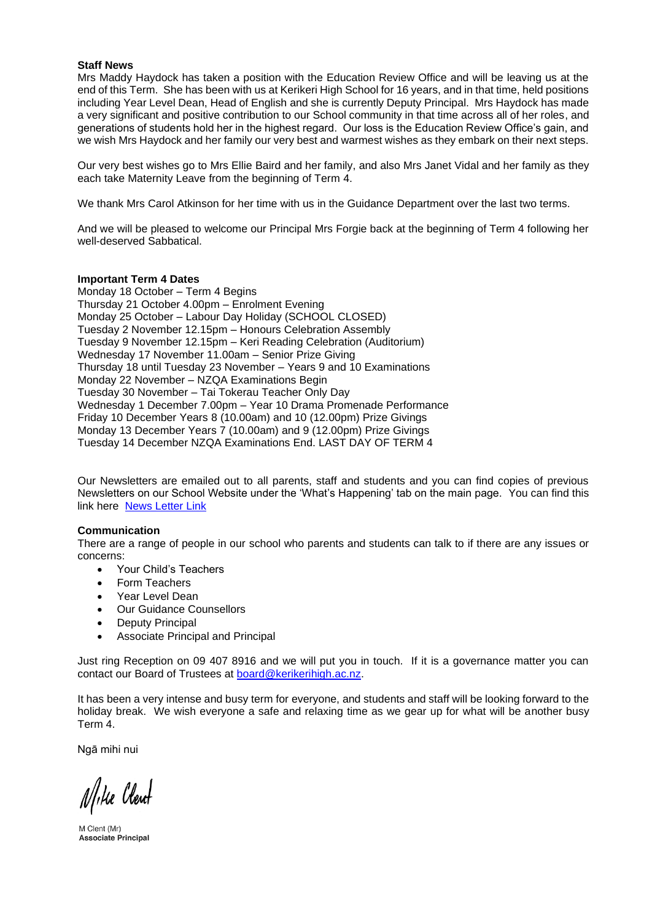**Staff News**

Mrs Maddy Haydock has taken a position with the Education Review Office and will be leaving us at the end of this Term. She has been with us at Kerikeri High School for 16 years, and in that time, held positions including Year Level Dean, Head of English and she is currently Deputy Principal. Mrs Haydock has made a very significant and positive contribution to our School community in that time across all of her roles, and generations of students hold her in the highest regard. Our loss is the Education Review Office's gain, and we wish Mrs Haydock and her family our very best and warmest wishes as they embark on their next steps.

Our very best wishes go to Mrs Ellie Baird and her family, and also Mrs Janet Vidal and her family as they each take Maternity Leave from the beginning of Term 4.

We thank Mrs Carol Atkinson for her time with us in the Guidance Department over the last two terms.

And we will be pleased to welcome our Principal Mrs Forgie back at the beginning of Term 4 following her well-deserved Sabbatical.

**Important Term 4 Dates**

Monday 18 October – Term 4 Begins
Thursday 21 October 4.00pm – Enrolment Evening
Monday 25 October – Labour Day Holiday (SCHOOL CLOSED)
Tuesday 2 November 12.15pm – Honours Celebration Assembly
Tuesday 9 November 12.15pm – Keri Reading Celebration (Auditorium)
Wednesday 17 November 11.00am – Senior Prize Giving
Thursday 18 until Tuesday 23 November – Years 9 and 10 Examinations
Monday 22 November – NZQA Examinations Begin
Tuesday 30 November – Tai Tokerau Teacher Only Day
Wednesday 1 December 7.00pm – Year 10 Drama Promenade Performance
Friday 10 December Years 8 (10.00am) and 10 (12.00pm) Prize Givings
Monday 13 December Years 7 (10.00am) and 9 (12.00pm) Prize Givings
Tuesday 14 December NZQA Examinations End. LAST DAY OF TERM 4

Our Newsletters are emailed out to all parents, staff and students and you can find copies of previous Newsletters on our School Website under the 'What's Happening' tab on the main page. You can find this link here [News Letter Link]

**Communication**

There are a range of people in our school who parents and students can talk to if there are any issues or concerns:

- Your Child's Teachers
- Form Teachers
- Year Level Dean
- Our Guidance Counsellors
- Deputy Principal
- Associate Principal and Principal

Just ring Reception on 09 407 8916 and we will put you in touch. If it is a governance matter you can contact our Board of Trustees at board@kerikerihigh.ac.nz.

It has been a very intense and busy term for everyone, and students and staff will be looking forward to the holiday break. We wish everyone a safe and relaxing time as we gear up for what will be another busy Term 4.

Ngā mihi nui

Mike Clent

M Clent (Mr)
**Associate Principal**